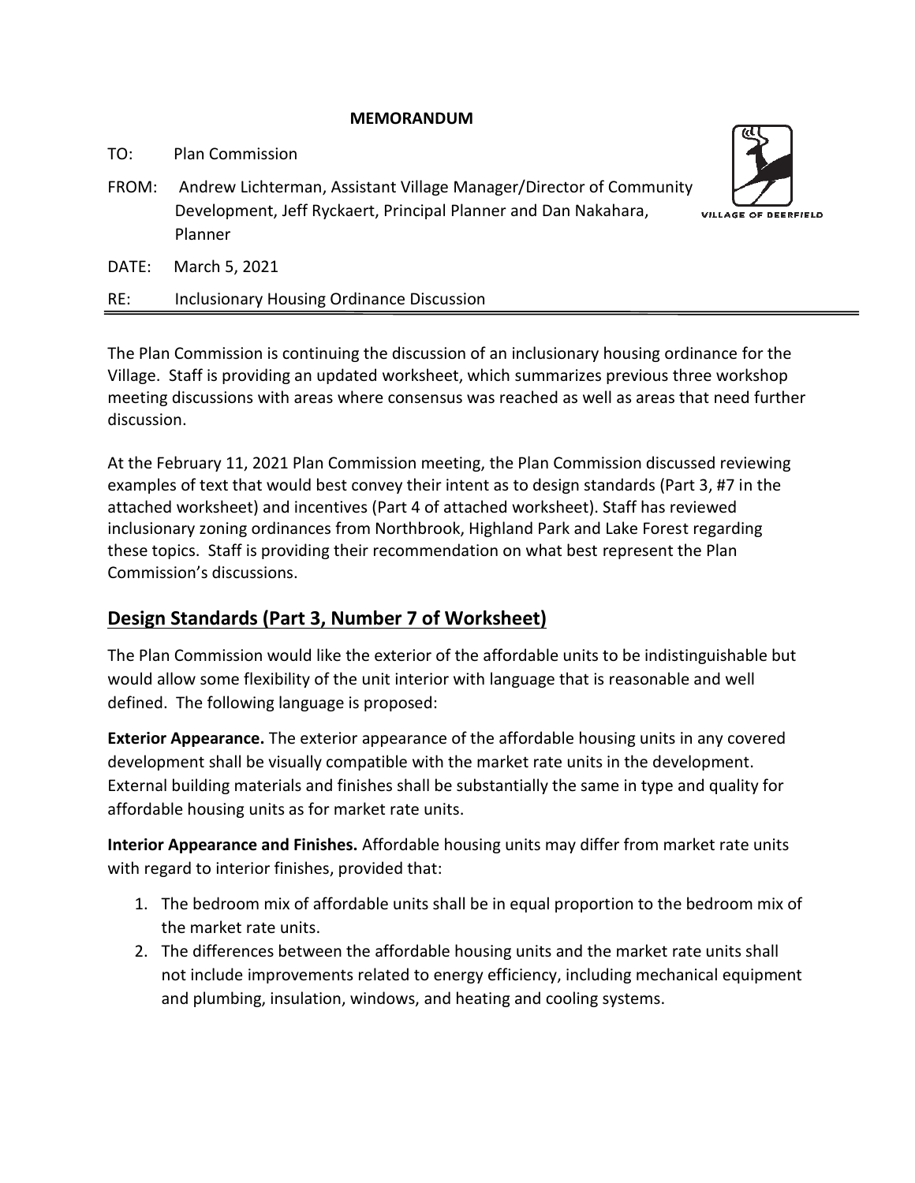**MEMORANDUM**

TO: Plan Commission

FROM: Andrew Lichterman, Assistant Village Manager/Director of Community Development, Jeff Ryckaert, Principal Planner and Dan Nakahara, Planner

DATE: March 5, 2021

RE: Inclusionary Housing Ordinance Discussion

---

The Plan Commission is continuing the discussion of an inclusionary housing ordinance for the Village. Staff is providing an updated worksheet, which summarizes previous three workshop meeting discussions with areas where consensus was reached as well as areas that need further discussion.

At the February 11, 2021 Plan Commission meeting, the Plan Commission discussed reviewing examples of text that would best convey their intent as to design standards (Part 3, #7 in the attached worksheet) and incentives (Part 4 of attached worksheet). Staff has reviewed inclusionary zoning ordinances from Northbrook, Highland Park and Lake Forest regarding these topics. Staff is providing their recommendation on what best represent the Plan Commission's discussions.

## Design Standards (Part 3, Number 7 of Worksheet)

The Plan Commission would like the exterior of the affordable units to be indistinguishable but would allow some flexibility of the unit interior with language that is reasonable and well defined. The following language is proposed:

**Exterior Appearance.** The exterior appearance of the affordable housing units in any covered development shall be visually compatible with the market rate units in the development. External building materials and finishes shall be substantially the same in type and quality for affordable housing units as for market rate units.

**Interior Appearance and Finishes.** Affordable housing units may differ from market rate units with regard to interior finishes, provided that:

1. The bedroom mix of affordable units shall be in equal proportion to the bedroom mix of the market rate units.
2. The differences between the affordable housing units and the market rate units shall not include improvements related to energy efficiency, including mechanical equipment and plumbing, insulation, windows, and heating and cooling systems.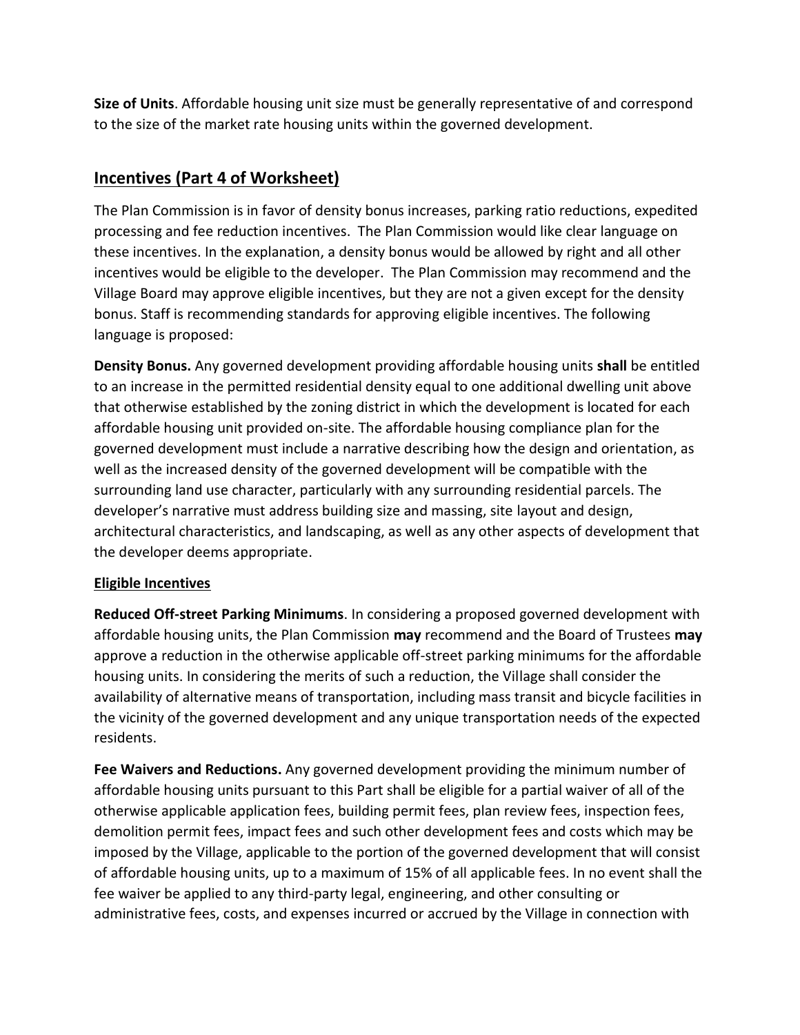**Size of Units**. Affordable housing unit size must be generally representative of and correspond to the size of the market rate housing units within the governed development.

## Incentives (Part 4 of Worksheet)

The Plan Commission is in favor of density bonus increases, parking ratio reductions, expedited processing and fee reduction incentives. The Plan Commission would like clear language on these incentives. In the explanation, a density bonus would be allowed by right and all other incentives would be eligible to the developer. The Plan Commission may recommend and the Village Board may approve eligible incentives, but they are not a given except for the density bonus. Staff is recommending standards for approving eligible incentives. The following language is proposed:

**Density Bonus.** Any governed development providing affordable housing units **shall** be entitled to an increase in the permitted residential density equal to one additional dwelling unit above that otherwise established by the zoning district in which the development is located for each affordable housing unit provided on-site. The affordable housing compliance plan for the governed development must include a narrative describing how the design and orientation, as well as the increased density of the governed development will be compatible with the surrounding land use character, particularly with any surrounding residential parcels. The developer's narrative must address building size and massing, site layout and design, architectural characteristics, and landscaping, as well as any other aspects of development that the developer deems appropriate.

**Eligible Incentives**

**Reduced Off-street Parking Minimums**. In considering a proposed governed development with affordable housing units, the Plan Commission **may** recommend and the Board of Trustees **may** approve a reduction in the otherwise applicable off-street parking minimums for the affordable housing units. In considering the merits of such a reduction, the Village shall consider the availability of alternative means of transportation, including mass transit and bicycle facilities in the vicinity of the governed development and any unique transportation needs of the expected residents.

**Fee Waivers and Reductions.** Any governed development providing the minimum number of affordable housing units pursuant to this Part shall be eligible for a partial waiver of all of the otherwise applicable application fees, building permit fees, plan review fees, inspection fees, demolition permit fees, impact fees and such other development fees and costs which may be imposed by the Village, applicable to the portion of the governed development that will consist of affordable housing units, up to a maximum of 15% of all applicable fees. In no event shall the fee waiver be applied to any third-party legal, engineering, and other consulting or administrative fees, costs, and expenses incurred or accrued by the Village in connection with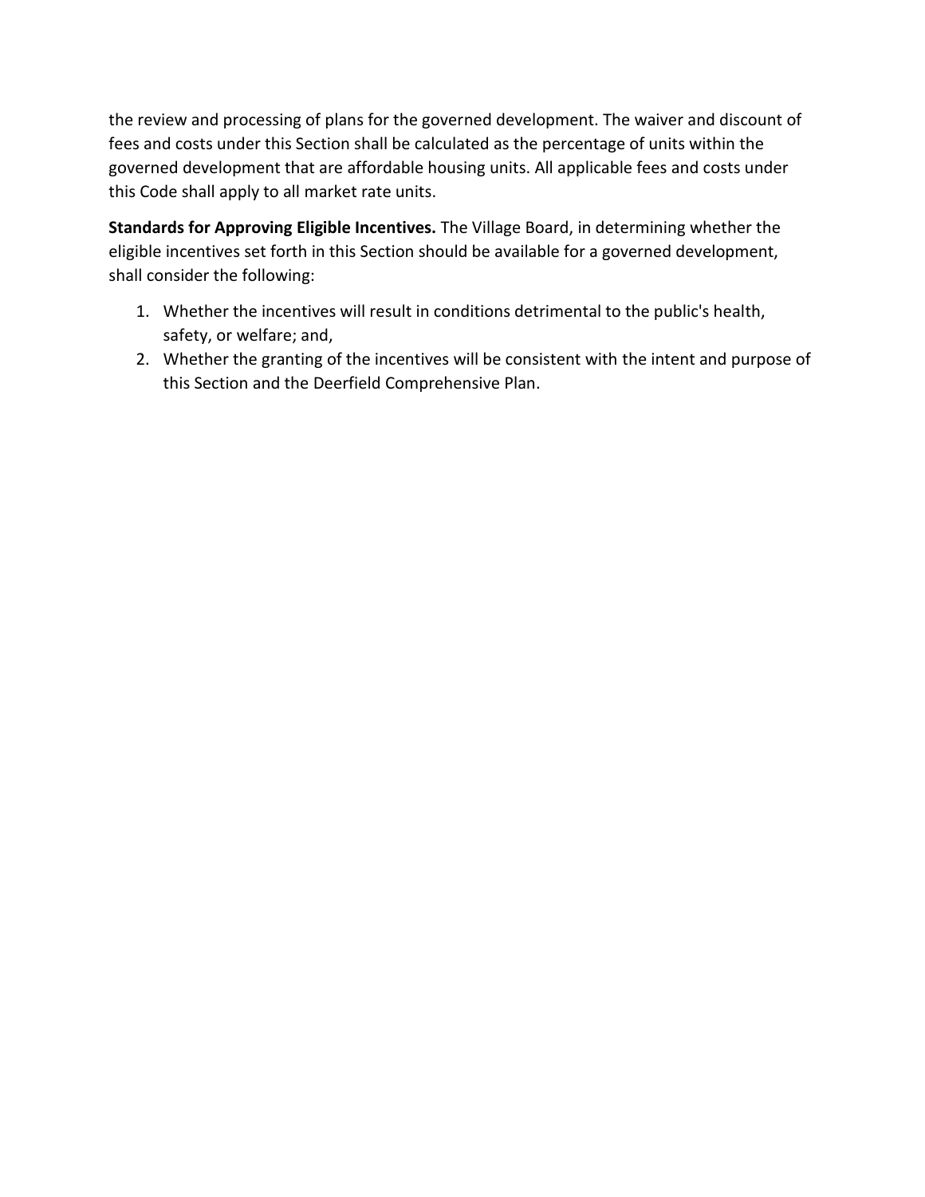the review and processing of plans for the governed development. The waiver and discount of fees and costs under this Section shall be calculated as the percentage of units within the governed development that are affordable housing units. All applicable fees and costs under this Code shall apply to all market rate units.

**Standards for Approving Eligible Incentives.** The Village Board, in determining whether the eligible incentives set forth in this Section should be available for a governed development, shall consider the following:

1. Whether the incentives will result in conditions detrimental to the public's health, safety, or welfare; and,
2. Whether the granting of the incentives will be consistent with the intent and purpose of this Section and the Deerfield Comprehensive Plan.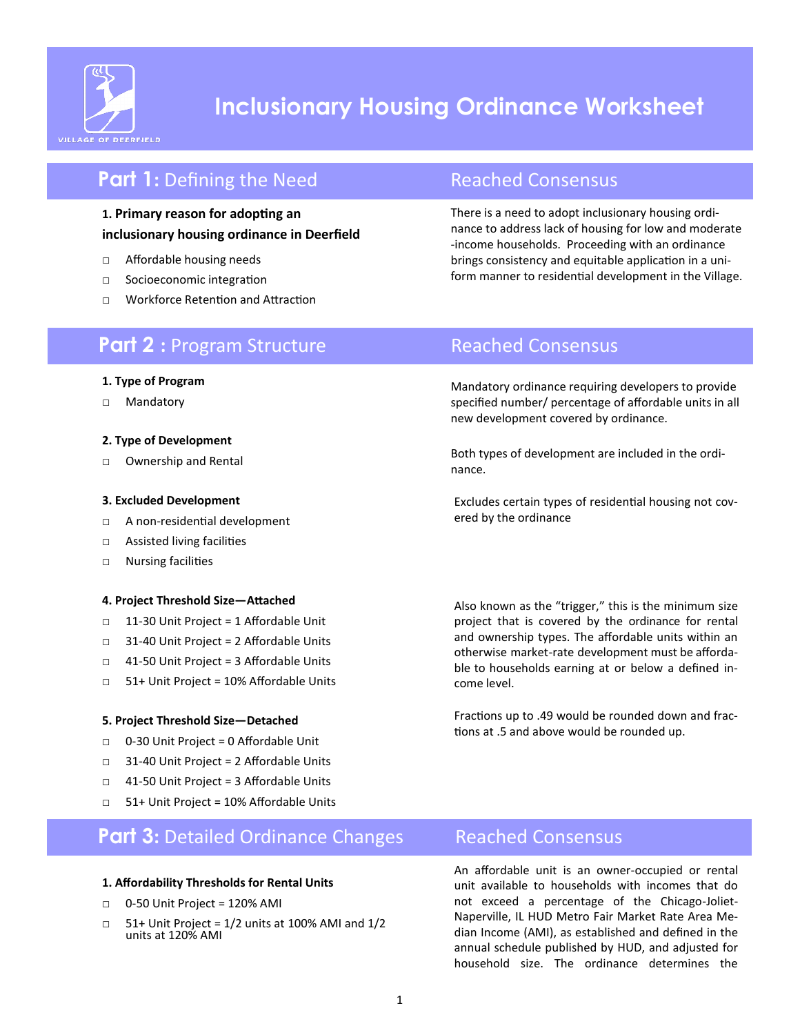# Inclusionary Housing Ordinance Worksheet

VILLAGE OF DEERFIELD

## Part 1: Defining the Need

### Reached Consensus

**1. Primary reason for adopting an inclusionary housing ordinance in Deerfield**

- □ Affordable housing needs
- □ Socioeconomic integration
- □ Workforce Retention and Attraction

There is a need to adopt inclusionary housing ordinance to address lack of housing for low and moderate-income households. Proceeding with an ordinance brings consistency and equitable application in a uniform manner to residential development in the Village.

## Part 2 : Program Structure

### Reached Consensus

**1. Type of Program**

- □ Mandatory

Mandatory ordinance requiring developers to provide specified number/ percentage of affordable units in all new development covered by ordinance.

**2. Type of Development**

- □ Ownership and Rental

Both types of development are included in the ordinance.

**3. Excluded Development**

- □ A non-residential development
- □ Assisted living facilities
- □ Nursing facilities

Excludes certain types of residential housing not covered by the ordinance

**4. Project Threshold Size—Attached**

- □ 11-30 Unit Project = 1 Affordable Unit
- □ 31-40 Unit Project = 2 Affordable Units
- □ 41-50 Unit Project = 3 Affordable Units
- □ 51+ Unit Project = 10% Affordable Units

Also known as the "trigger," this is the minimum size project that is covered by the ordinance for rental and ownership types. The affordable units within an otherwise market-rate development must be affordable to households earning at or below a defined income level.

**5. Project Threshold Size—Detached**

- □ 0-30 Unit Project = 0 Affordable Unit
- □ 31-40 Unit Project = 2 Affordable Units
- □ 41-50 Unit Project = 3 Affordable Units
- □ 51+ Unit Project = 10% Affordable Units

Fractions up to .49 would be rounded down and fractions at .5 and above would be rounded up.

## Part 3: Detailed Ordinance Changes

### Reached Consensus

**1. Affordability Thresholds for Rental Units**

- □ 0-50 Unit Project = 120% AMI
- □ 51+ Unit Project = 1/2 units at 100% AMI and 1/2 units at 120% AMI

An affordable unit is an owner-occupied or rental unit available to households with incomes that do not exceed a percentage of the Chicago-Joliet-Naperville, IL HUD Metro Fair Market Rate Area Median Income (AMI), as established and defined in the annual schedule published by HUD, and adjusted for household size. The ordinance determines the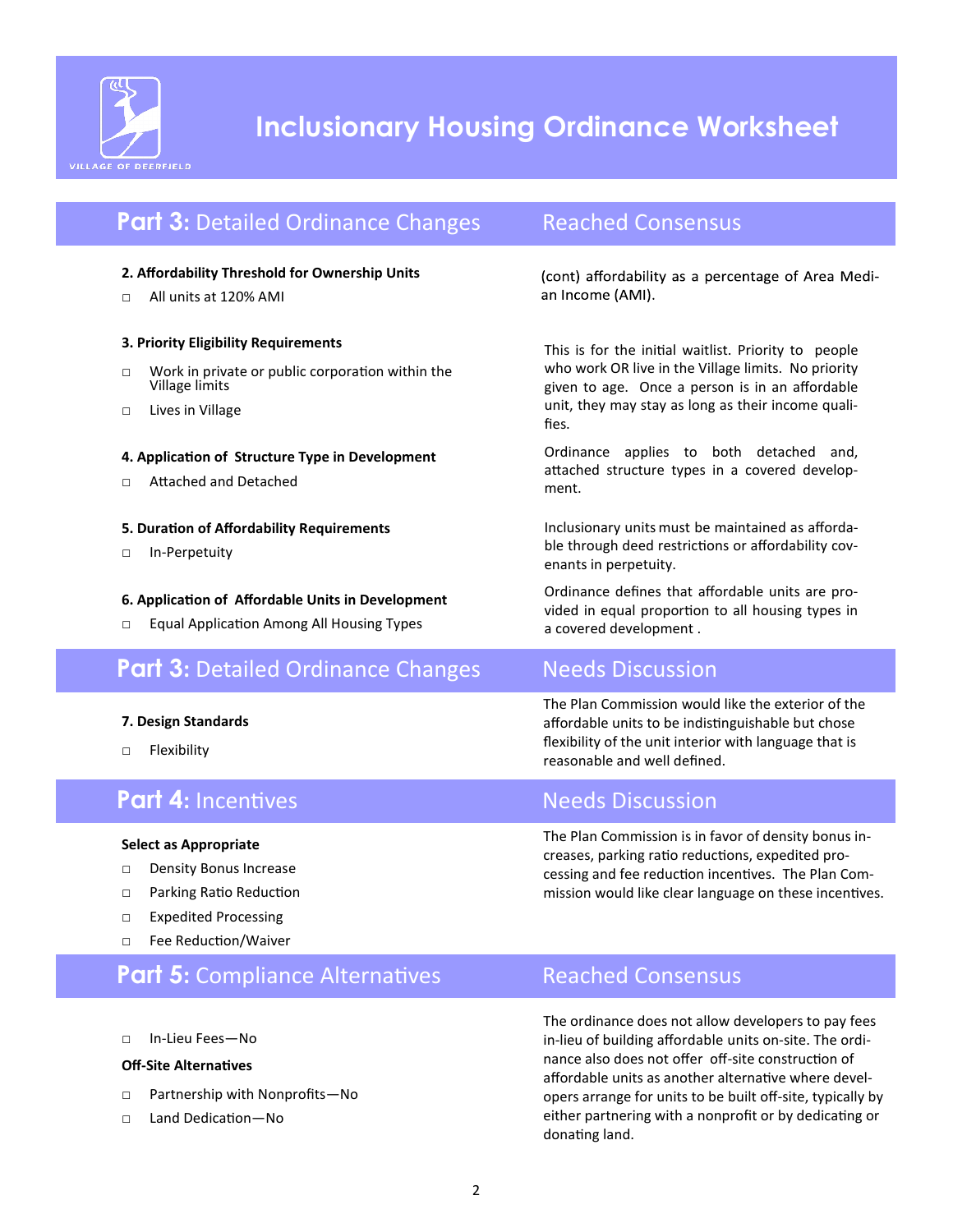# Inclusionary Housing Ordinance Worksheet

VILLAGE OF DEERFIELD

## Part 3: Detailed Ordinance Changes — Reached Consensus

**2. Affordability Threshold for Ownership Units**

- □ All units at 120% AMI

(cont) affordability as a percentage of Area Median Income (AMI).

**3. Priority Eligibility Requirements**

- □ Work in private or public corporation within the Village limits
- □ Lives in Village

This is for the initial waitlist. Priority to people who work OR live in the Village limits. No priority given to age. Once a person is in an affordable unit, they may stay as long as their income qualifies.

**4. Application of Structure Type in Development**

- □ Attached and Detached

Ordinance applies to both detached and, attached structure types in a covered development.

**5. Duration of Affordability Requirements**

- □ In-Perpetuity

Inclusionary units must be maintained as affordable through deed restrictions or affordability covenants in perpetuity.

**6. Application of Affordable Units in Development**

- □ Equal Application Among All Housing Types

Ordinance defines that affordable units are provided in equal proportion to all housing types in a covered development .

## Part 3: Detailed Ordinance Changes — Needs Discussion

**7. Design Standards**

- □ Flexibility

The Plan Commission would like the exterior of the affordable units to be indistinguishable but chose flexibility of the unit interior with language that is reasonable and well defined.

## Part 4: Incentives — Needs Discussion

**Select as Appropriate**

- □ Density Bonus Increase
- □ Parking Ratio Reduction
- □ Expedited Processing
- □ Fee Reduction/Waiver

The Plan Commission is in favor of density bonus increases, parking ratio reductions, expedited processing and fee reduction incentives. The Plan Commission would like clear language on these incentives.

## Part 5: Compliance Alternatives — Reached Consensus

- □ In-Lieu Fees—No

**Off-Site Alternatives**

- □ Partnership with Nonprofits—No
- □ Land Dedication—No

The ordinance does not allow developers to pay fees in-lieu of building affordable units on-site. The ordinance also does not offer off-site construction of affordable units as another alternative where developers arrange for units to be built off-site, typically by either partnering with a nonprofit or by dedicating or donating land.